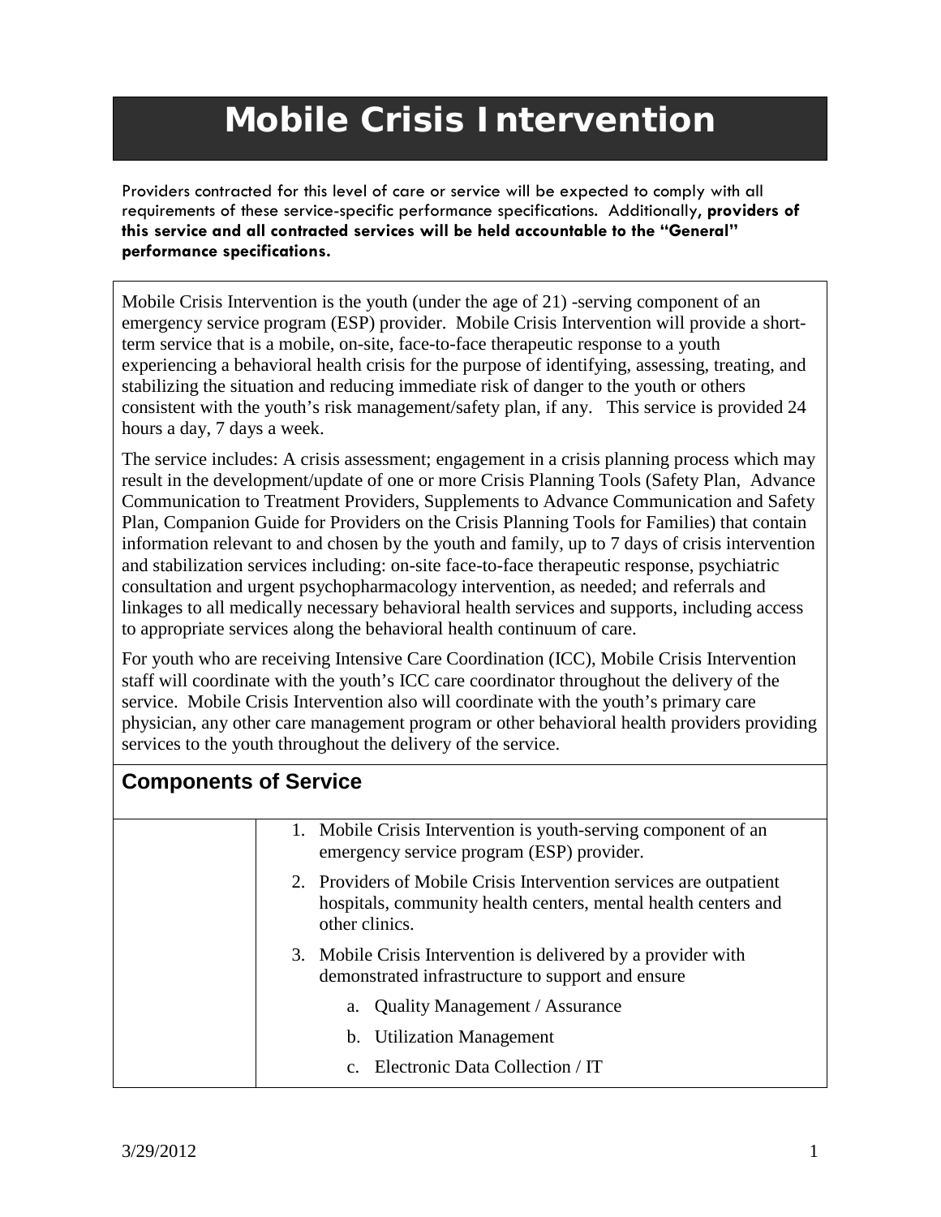# Mobile Crisis Intervention

Providers contracted for this level of care or service will be expected to comply with all requirements of these service-specific performance specifications. Additionally**, providers of this service and all contracted services will be held accountable to the "General" performance specifications.**

Mobile Crisis Intervention is the youth (under the age of 21) -serving component of an emergency service program (ESP) provider. Mobile Crisis Intervention will provide a short-term service that is a mobile, on-site, face-to-face therapeutic response to a youth experiencing a behavioral health crisis for the purpose of identifying, assessing, treating, and stabilizing the situation and reducing immediate risk of danger to the youth or others consistent with the youth's risk management/safety plan, if any. This service is provided 24 hours a day, 7 days a week.

The service includes: A crisis assessment; engagement in a crisis planning process which may result in the development/update of one or more Crisis Planning Tools (Safety Plan, Advance Communication to Treatment Providers, Supplements to Advance Communication and Safety Plan, Companion Guide for Providers on the Crisis Planning Tools for Families) that contain information relevant to and chosen by the youth and family, up to 7 days of crisis intervention and stabilization services including: on-site face-to-face therapeutic response, psychiatric consultation and urgent psychopharmacology intervention, as needed; and referrals and linkages to all medically necessary behavioral health services and supports, including access to appropriate services along the behavioral health continuum of care.

For youth who are receiving Intensive Care Coordination (ICC), Mobile Crisis Intervention staff will coordinate with the youth's ICC care coordinator throughout the delivery of the service. Mobile Crisis Intervention also will coordinate with the youth's primary care physician, any other care management program or other behavioral health providers providing services to the youth throughout the delivery of the service.

## Components of Service

1. Mobile Crisis Intervention is youth-serving component of an emergency service program (ESP) provider.
2. Providers of Mobile Crisis Intervention services are outpatient hospitals, community health centers, mental health centers and other clinics.
3. Mobile Crisis Intervention is delivered by a provider with demonstrated infrastructure to support and ensure
   a. Quality Management / Assurance
   b. Utilization Management
   c. Electronic Data Collection / IT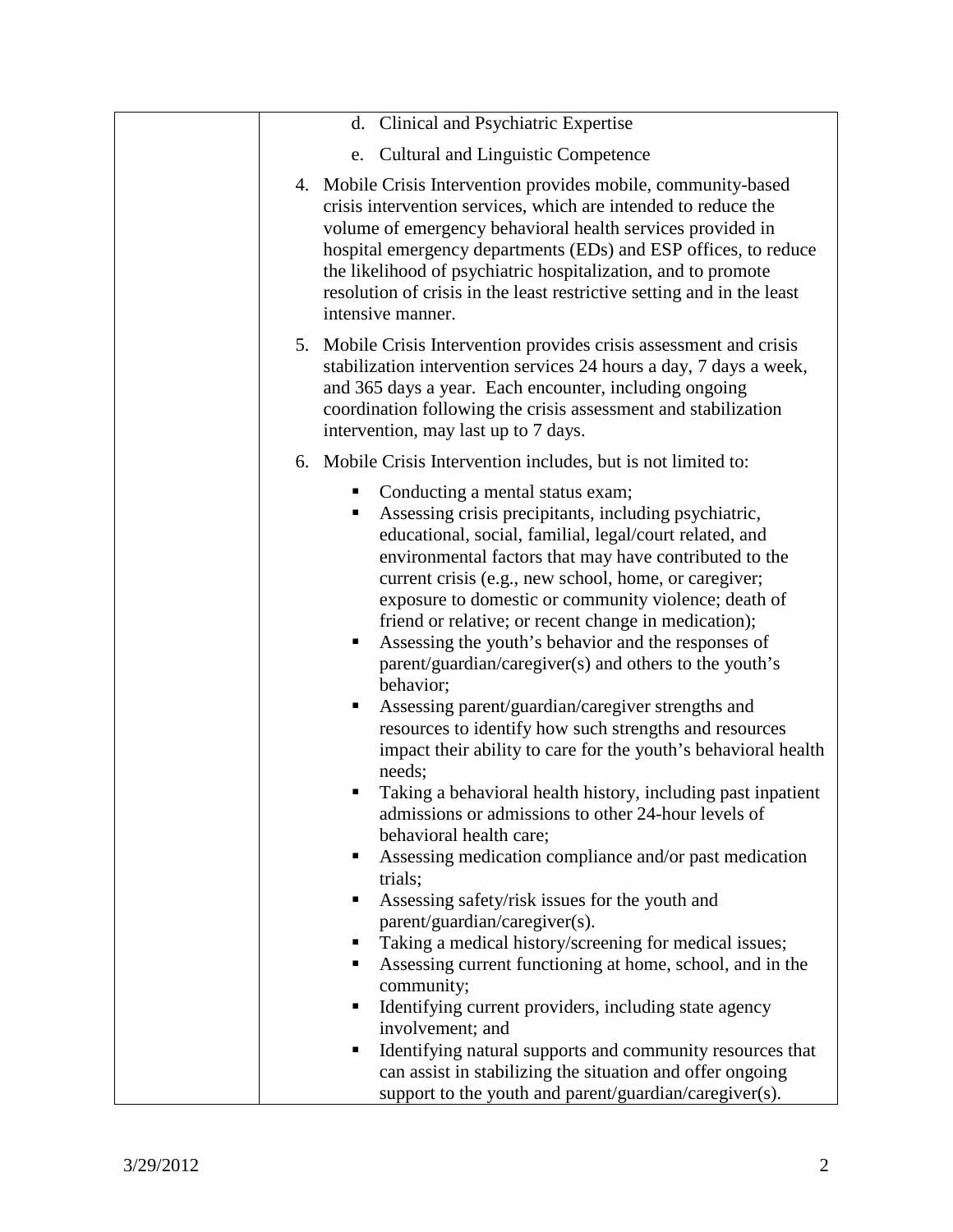|   | d. Clinical and Psychiatric Expertise<br>e. Cultural and Linguistic Competence<br><br>4. Mobile Crisis Intervention provides mobile, community-based crisis intervention services, which are intended to reduce the volume of emergency behavioral health services provided in hospital emergency departments (EDs) and ESP offices, to reduce the likelihood of psychiatric hospitalization, and to promote resolution of crisis in the least restrictive setting and in the least intensive manner.<br><br>5. Mobile Crisis Intervention provides crisis assessment and crisis stabilization intervention services 24 hours a day, 7 days a week, and 365 days a year. Each encounter, including ongoing coordination following the crisis assessment and stabilization intervention, may last up to 7 days.<br><br>6. Mobile Crisis Intervention includes, but is not limited to:<br>▪ Conducting a mental status exam;<br>▪ Assessing crisis precipitants, including psychiatric, educational, social, familial, legal/court related, and environmental factors that may have contributed to the current crisis (e.g., new school, home, or caregiver; exposure to domestic or community violence; death of friend or relative; or recent change in medication);<br>▪ Assessing the youth's behavior and the responses of parent/guardian/caregiver(s) and others to the youth's behavior;<br>▪ Assessing parent/guardian/caregiver strengths and resources to identify how such strengths and resources impact their ability to care for the youth's behavioral health needs;<br>▪ Taking a behavioral health history, including past inpatient admissions or admissions to other 24-hour levels of behavioral health care;<br>▪ Assessing medication compliance and/or past medication trials;<br>▪ Assessing safety/risk issues for the youth and parent/guardian/caregiver(s).<br>▪ Taking a medical history/screening for medical issues;<br>▪ Assessing current functioning at home, school, and in the community;<br>▪ Identifying current providers, including state agency involvement; and<br>▪ Identifying natural supports and community resources that can assist in stabilizing the situation and offer ongoing support to the youth and parent/guardian/caregiver(s). |
|---|---|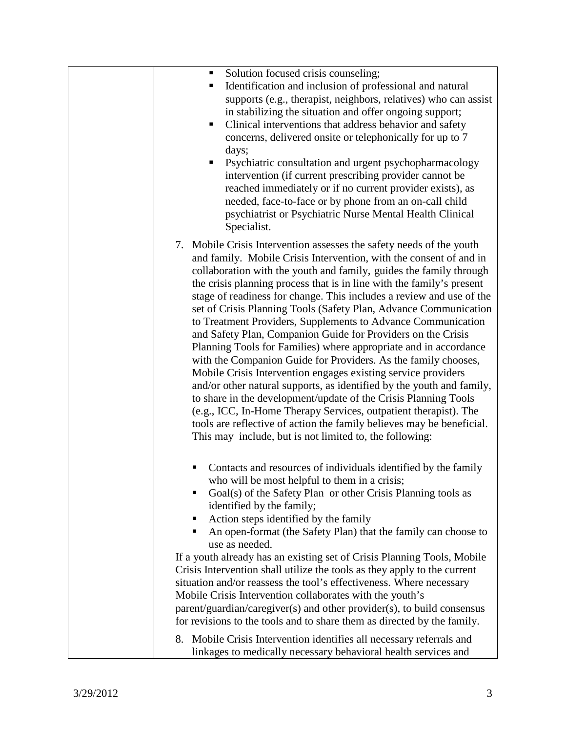| | |
|---|---|
| | ▪ Solution focused crisis counseling;<br>▪ Identification and inclusion of professional and natural supports (e.g., therapist, neighbors, relatives) who can assist in stabilizing the situation and offer ongoing support;<br>▪ Clinical interventions that address behavior and safety concerns, delivered onsite or telephonically for up to 7 days;<br>▪ Psychiatric consultation and urgent psychopharmacology intervention (if current prescribing provider cannot be reached immediately or if no current provider exists), as needed, face-to-face or by phone from an on-call child psychiatrist or Psychiatric Nurse Mental Health Clinical Specialist.<br><br>7. Mobile Crisis Intervention assesses the safety needs of the youth and family. Mobile Crisis Intervention, with the consent of and in collaboration with the youth and family, guides the family through the crisis planning process that is in line with the family's present stage of readiness for change. This includes a review and use of the set of Crisis Planning Tools (Safety Plan, Advance Communication to Treatment Providers, Supplements to Advance Communication and Safety Plan, Companion Guide for Providers on the Crisis Planning Tools for Families) where appropriate and in accordance with the Companion Guide for Providers. As the family chooses, Mobile Crisis Intervention engages existing service providers and/or other natural supports, as identified by the youth and family, to share in the development/update of the Crisis Planning Tools (e.g., ICC, In-Home Therapy Services, outpatient therapist). The tools are reflective of action the family believes may be beneficial. This may include, but is not limited to, the following:<br><br>▪ Contacts and resources of individuals identified by the family who will be most helpful to them in a crisis;<br>▪ Goal(s) of the Safety Plan or other Crisis Planning tools as identified by the family;<br>▪ Action steps identified by the family<br>▪ An open-format (the Safety Plan) that the family can choose to use as needed.<br><br>If a youth already has an existing set of Crisis Planning Tools, Mobile Crisis Intervention shall utilize the tools as they apply to the current situation and/or reassess the tool's effectiveness. Where necessary Mobile Crisis Intervention collaborates with the youth's parent/guardian/caregiver(s) and other provider(s), to build consensus for revisions to the tools and to share them as directed by the family.<br><br>8. Mobile Crisis Intervention identifies all necessary referrals and linkages to medically necessary behavioral health services and |

3/29/2012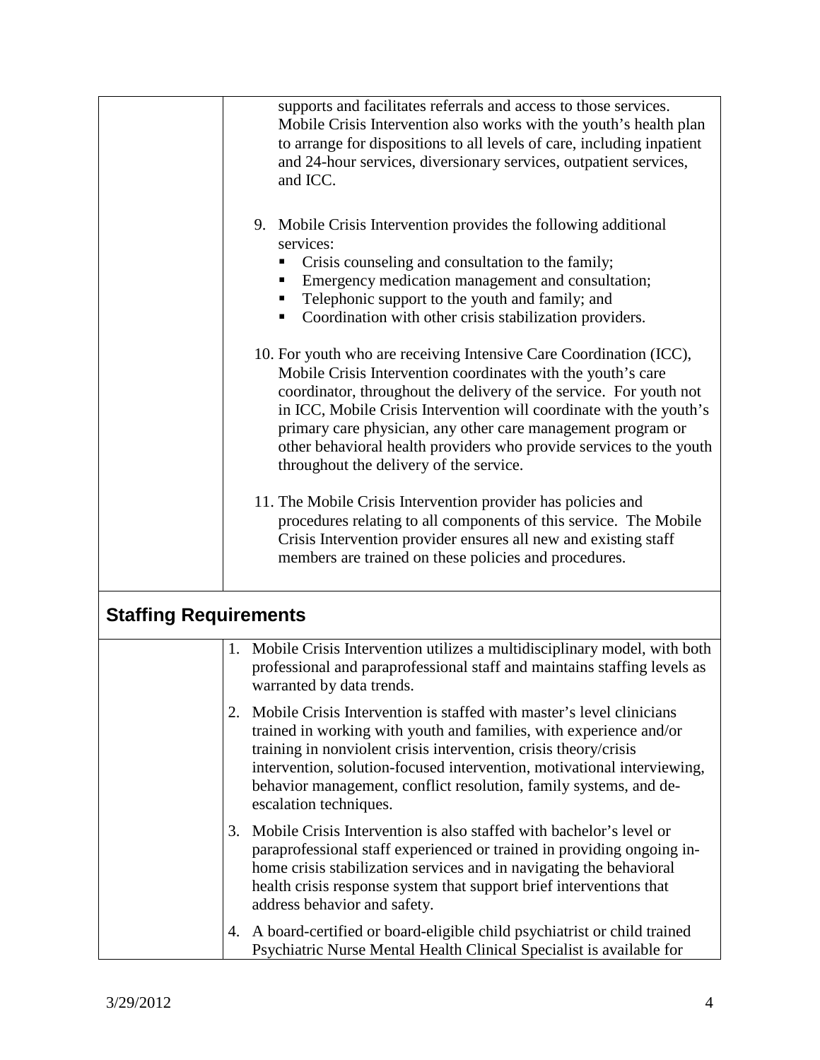supports and facilitates referrals and access to those services. Mobile Crisis Intervention also works with the youth's health plan to arrange for dispositions to all levels of care, including inpatient and 24-hour services, diversionary services, outpatient services, and ICC.

9. Mobile Crisis Intervention provides the following additional services:
   - Crisis counseling and consultation to the family;
   - Emergency medication management and consultation;
   - Telephonic support to the youth and family; and
   - Coordination with other crisis stabilization providers.

10. For youth who are receiving Intensive Care Coordination (ICC), Mobile Crisis Intervention coordinates with the youth's care coordinator, throughout the delivery of the service. For youth not in ICC, Mobile Crisis Intervention will coordinate with the youth's primary care physician, any other care management program or other behavioral health providers who provide services to the youth throughout the delivery of the service.

11. The Mobile Crisis Intervention provider has policies and procedures relating to all components of this service. The Mobile Crisis Intervention provider ensures all new and existing staff members are trained on these policies and procedures.

## Staffing Requirements

1. Mobile Crisis Intervention utilizes a multidisciplinary model, with both professional and paraprofessional staff and maintains staffing levels as warranted by data trends.

2. Mobile Crisis Intervention is staffed with master's level clinicians trained in working with youth and families, with experience and/or training in nonviolent crisis intervention, crisis theory/crisis intervention, solution-focused intervention, motivational interviewing, behavior management, conflict resolution, family systems, and de-escalation techniques.

3. Mobile Crisis Intervention is also staffed with bachelor's level or paraprofessional staff experienced or trained in providing ongoing in-home crisis stabilization services and in navigating the behavioral health crisis response system that support brief interventions that address behavior and safety.

4. A board-certified or board-eligible child psychiatrist or child trained Psychiatric Nurse Mental Health Clinical Specialist is available for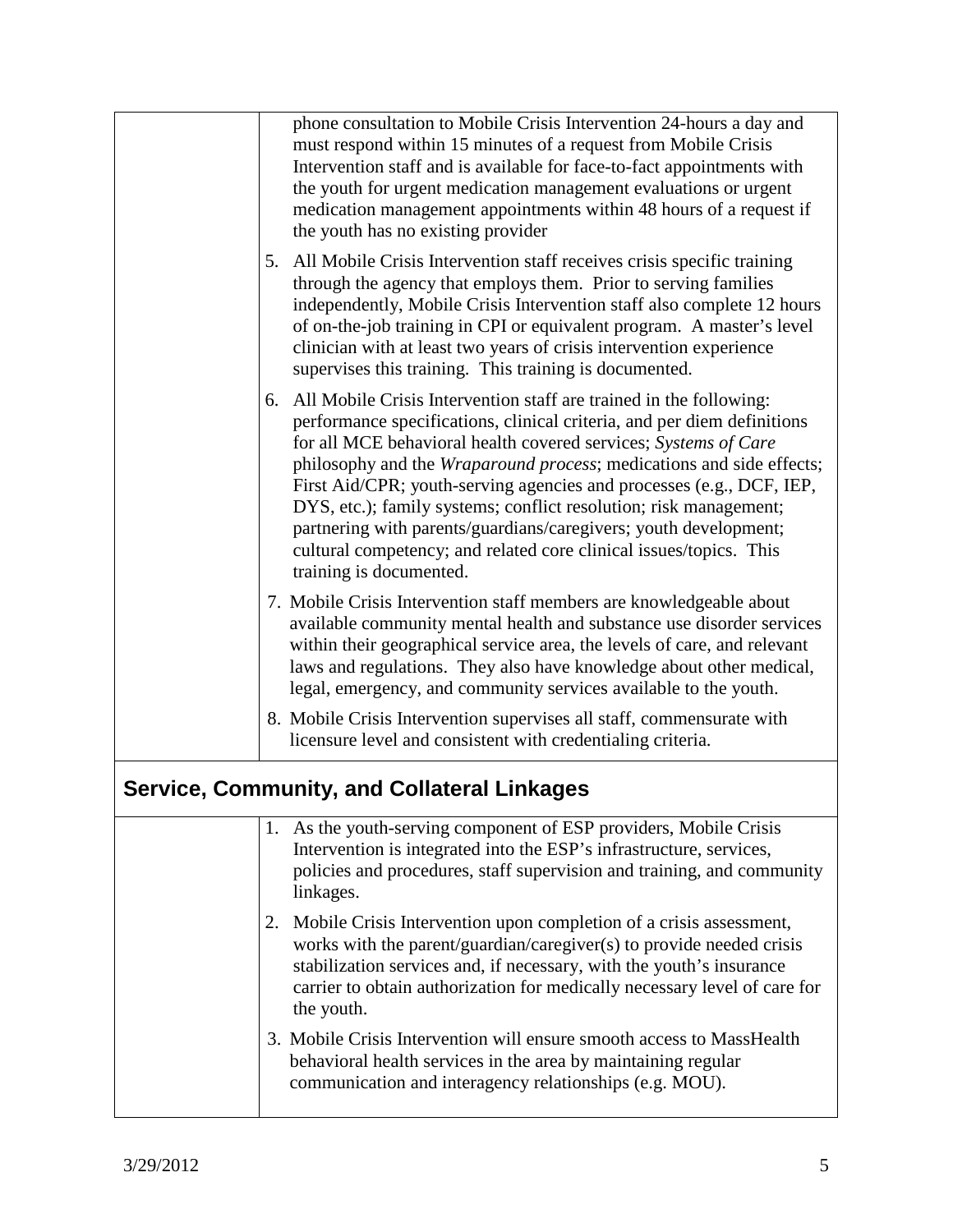| | phone consultation to Mobile Crisis Intervention 24-hours a day and must respond within 15 minutes of a request from Mobile Crisis Intervention staff and is available for face-to-fact appointments with the youth for urgent medication management evaluations or urgent medication management appointments within 48 hours of a request if the youth has no existing provider<br><br>5. All Mobile Crisis Intervention staff receives crisis specific training through the agency that employs them. Prior to serving families independently, Mobile Crisis Intervention staff also complete 12 hours of on-the-job training in CPI or equivalent program. A master's level clinician with at least two years of crisis intervention experience supervises this training. This training is documented.<br><br>6. All Mobile Crisis Intervention staff are trained in the following: performance specifications, clinical criteria, and per diem definitions for all MCE behavioral health covered services; *Systems of Care* philosophy and the *Wraparound process*; medications and side effects; First Aid/CPR; youth-serving agencies and processes (e.g., DCF, IEP, DYS, etc.); family systems; conflict resolution; risk management; partnering with parents/guardians/caregivers; youth development; cultural competency; and related core clinical issues/topics. This training is documented.<br><br>7. Mobile Crisis Intervention staff members are knowledgeable about available community mental health and substance use disorder services within their geographical service area, the levels of care, and relevant laws and regulations. They also have knowledge about other medical, legal, emergency, and community services available to the youth.<br><br>8. Mobile Crisis Intervention supervises all staff, commensurate with licensure level and consistent with credentialing criteria. |
|---|---|

## Service, Community, and Collateral Linkages

| | 1. As the youth-serving component of ESP providers, Mobile Crisis Intervention is integrated into the ESP's infrastructure, services, policies and procedures, staff supervision and training, and community linkages.<br><br>2. Mobile Crisis Intervention upon completion of a crisis assessment, works with the parent/guardian/caregiver(s) to provide needed crisis stabilization services and, if necessary, with the youth's insurance carrier to obtain authorization for medically necessary level of care for the youth.<br><br>3. Mobile Crisis Intervention will ensure smooth access to MassHealth behavioral health services in the area by maintaining regular communication and interagency relationships (e.g. MOU). |
|---|---|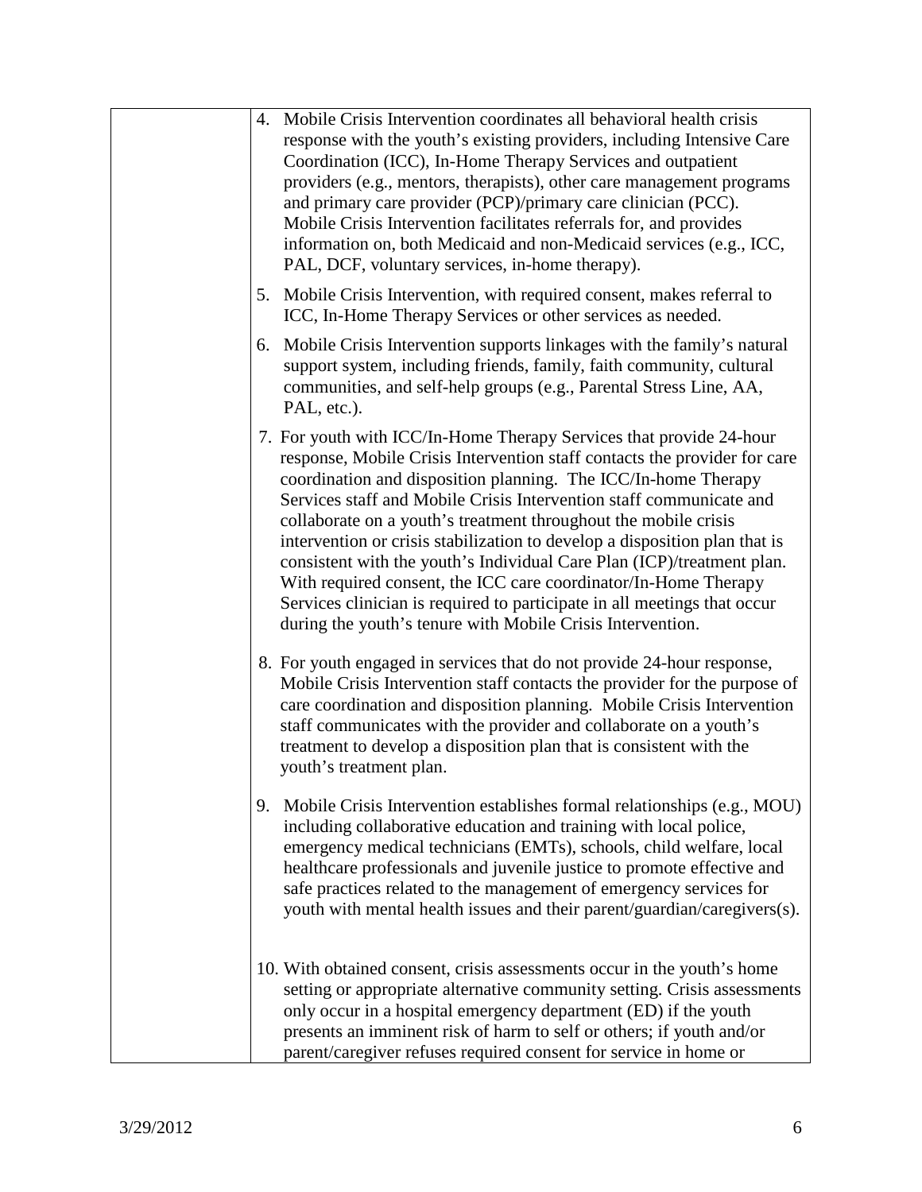| | |
|---|---|
| | 4. Mobile Crisis Intervention coordinates all behavioral health crisis response with the youth's existing providers, including Intensive Care Coordination (ICC), In-Home Therapy Services and outpatient providers (e.g., mentors, therapists), other care management programs and primary care provider (PCP)/primary care clinician (PCC). Mobile Crisis Intervention facilitates referrals for, and provides information on, both Medicaid and non-Medicaid services (e.g., ICC, PAL, DCF, voluntary services, in-home therapy).<br><br>5. Mobile Crisis Intervention, with required consent, makes referral to ICC, In-Home Therapy Services or other services as needed.<br><br>6. Mobile Crisis Intervention supports linkages with the family's natural support system, including friends, family, faith community, cultural communities, and self-help groups (e.g., Parental Stress Line, AA, PAL, etc.).<br><br>7. For youth with ICC/In-Home Therapy Services that provide 24-hour response, Mobile Crisis Intervention staff contacts the provider for care coordination and disposition planning. The ICC/In-home Therapy Services staff and Mobile Crisis Intervention staff communicate and collaborate on a youth's treatment throughout the mobile crisis intervention or crisis stabilization to develop a disposition plan that is consistent with the youth's Individual Care Plan (ICP)/treatment plan. With required consent, the ICC care coordinator/In-Home Therapy Services clinician is required to participate in all meetings that occur during the youth's tenure with Mobile Crisis Intervention.<br><br>8. For youth engaged in services that do not provide 24-hour response, Mobile Crisis Intervention staff contacts the provider for the purpose of care coordination and disposition planning. Mobile Crisis Intervention staff communicates with the provider and collaborate on a youth's treatment to develop a disposition plan that is consistent with the youth's treatment plan.<br><br>9. Mobile Crisis Intervention establishes formal relationships (e.g., MOU) including collaborative education and training with local police, emergency medical technicians (EMTs), schools, child welfare, local healthcare professionals and juvenile justice to promote effective and safe practices related to the management of emergency services for youth with mental health issues and their parent/guardian/caregivers(s).<br><br>10. With obtained consent, crisis assessments occur in the youth's home setting or appropriate alternative community setting. Crisis assessments only occur in a hospital emergency department (ED) if the youth presents an imminent risk of harm to self or others; if youth and/or parent/caregiver refuses required consent for service in home or |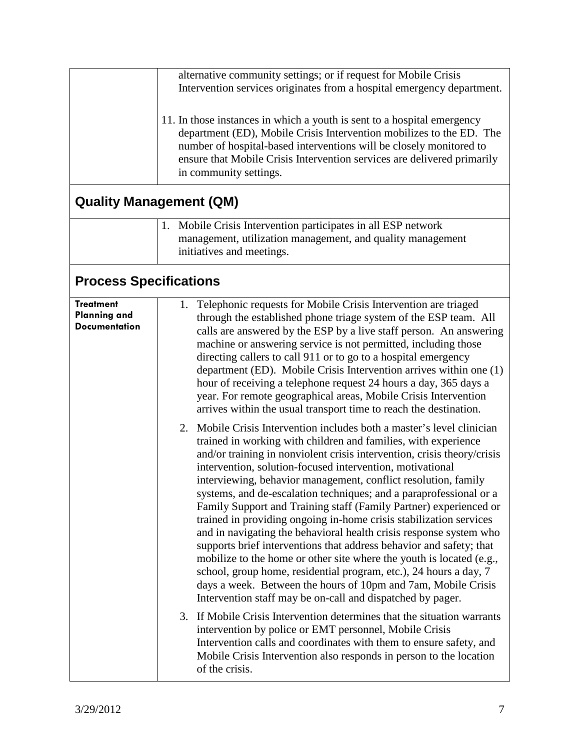| | |
|---|---|
| | alternative community settings; or if request for Mobile Crisis Intervention services originates from a hospital emergency department.<br><br>11. In those instances in which a youth is sent to a hospital emergency department (ED), Mobile Crisis Intervention mobilizes to the ED. The number of hospital-based interventions will be closely monitored to ensure that Mobile Crisis Intervention services are delivered primarily in community settings. |

## Quality Management (QM)

| | |
|---|---|
| | 1. Mobile Crisis Intervention participates in all ESP network management, utilization management, and quality management initiatives and meetings. |

## Process Specifications

| | |
|---|---|
| **Treatment Planning and Documentation** | 1. Telephonic requests for Mobile Crisis Intervention are triaged through the established phone triage system of the ESP team. All calls are answered by the ESP by a live staff person. An answering machine or answering service is not permitted, including those directing callers to call 911 or to go to a hospital emergency department (ED). Mobile Crisis Intervention arrives within one (1) hour of receiving a telephone request 24 hours a day, 365 days a year. For remote geographical areas, Mobile Crisis Intervention arrives within the usual transport time to reach the destination.<br><br>2. Mobile Crisis Intervention includes both a master's level clinician trained in working with children and families, with experience and/or training in nonviolent crisis intervention, crisis theory/crisis intervention, solution-focused intervention, motivational interviewing, behavior management, conflict resolution, family systems, and de-escalation techniques; and a paraprofessional or a Family Support and Training staff (Family Partner) experienced or trained in providing ongoing in-home crisis stabilization services and in navigating the behavioral health crisis response system who supports brief interventions that address behavior and safety; that mobilize to the home or other site where the youth is located (e.g., school, group home, residential program, etc.), 24 hours a day, 7 days a week. Between the hours of 10pm and 7am, Mobile Crisis Intervention staff may be on-call and dispatched by pager.<br><br>3. If Mobile Crisis Intervention determines that the situation warrants intervention by police or EMT personnel, Mobile Crisis Intervention calls and coordinates with them to ensure safety, and Mobile Crisis Intervention also responds in person to the location of the crisis. |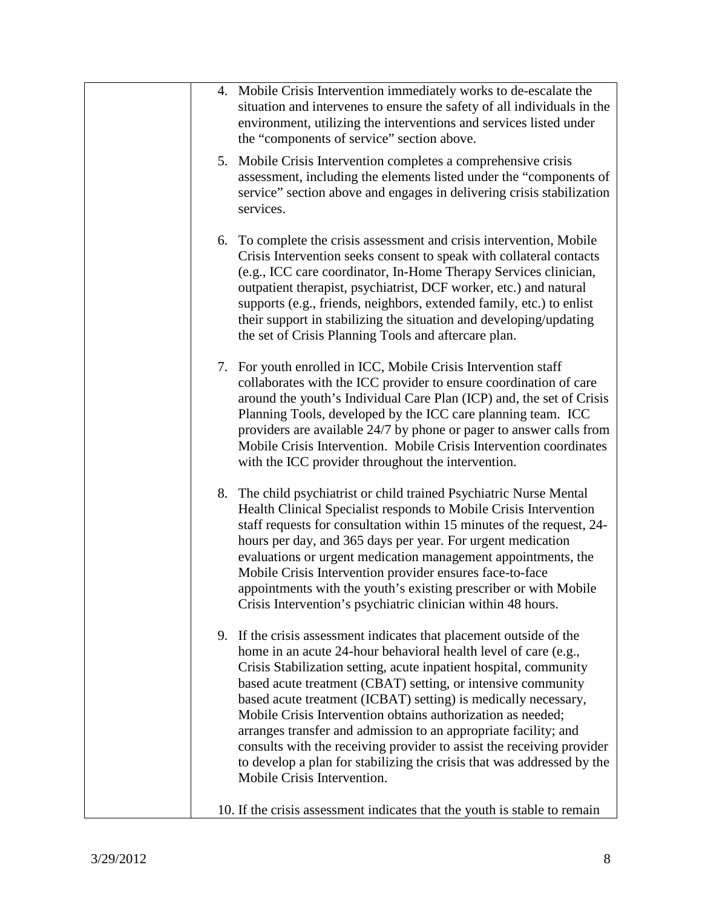| | 4. Mobile Crisis Intervention immediately works to de-escalate the situation and intervenes to ensure the safety of all individuals in the environment, utilizing the interventions and services listed under the "components of service" section above.<br><br>5. Mobile Crisis Intervention completes a comprehensive crisis assessment, including the elements listed under the "components of service" section above and engages in delivering crisis stabilization services.<br><br>6. To complete the crisis assessment and crisis intervention, Mobile Crisis Intervention seeks consent to speak with collateral contacts (e.g., ICC care coordinator, In-Home Therapy Services clinician, outpatient therapist, psychiatrist, DCF worker, etc.) and natural supports (e.g., friends, neighbors, extended family, etc.) to enlist their support in stabilizing the situation and developing/updating the set of Crisis Planning Tools and aftercare plan.<br><br>7. For youth enrolled in ICC, Mobile Crisis Intervention staff collaborates with the ICC provider to ensure coordination of care around the youth's Individual Care Plan (ICP) and, the set of Crisis Planning Tools, developed by the ICC care planning team. ICC providers are available 24/7 by phone or pager to answer calls from Mobile Crisis Intervention. Mobile Crisis Intervention coordinates with the ICC provider throughout the intervention.<br><br>8. The child psychiatrist or child trained Psychiatric Nurse Mental Health Clinical Specialist responds to Mobile Crisis Intervention staff requests for consultation within 15 minutes of the request, 24-hours per day, and 365 days per year. For urgent medication evaluations or urgent medication management appointments, the Mobile Crisis Intervention provider ensures face-to-face appointments with the youth's existing prescriber or with Mobile Crisis Intervention's psychiatric clinician within 48 hours.<br><br>9. If the crisis assessment indicates that placement outside of the home in an acute 24-hour behavioral health level of care (e.g., Crisis Stabilization setting, acute inpatient hospital, community based acute treatment (CBAT) setting, or intensive community based acute treatment (ICBAT) setting) is medically necessary, Mobile Crisis Intervention obtains authorization as needed; arranges transfer and admission to an appropriate facility; and consults with the receiving provider to assist the receiving provider to develop a plan for stabilizing the crisis that was addressed by the Mobile Crisis Intervention.<br><br>10. If the crisis assessment indicates that the youth is stable to remain |
|---|---|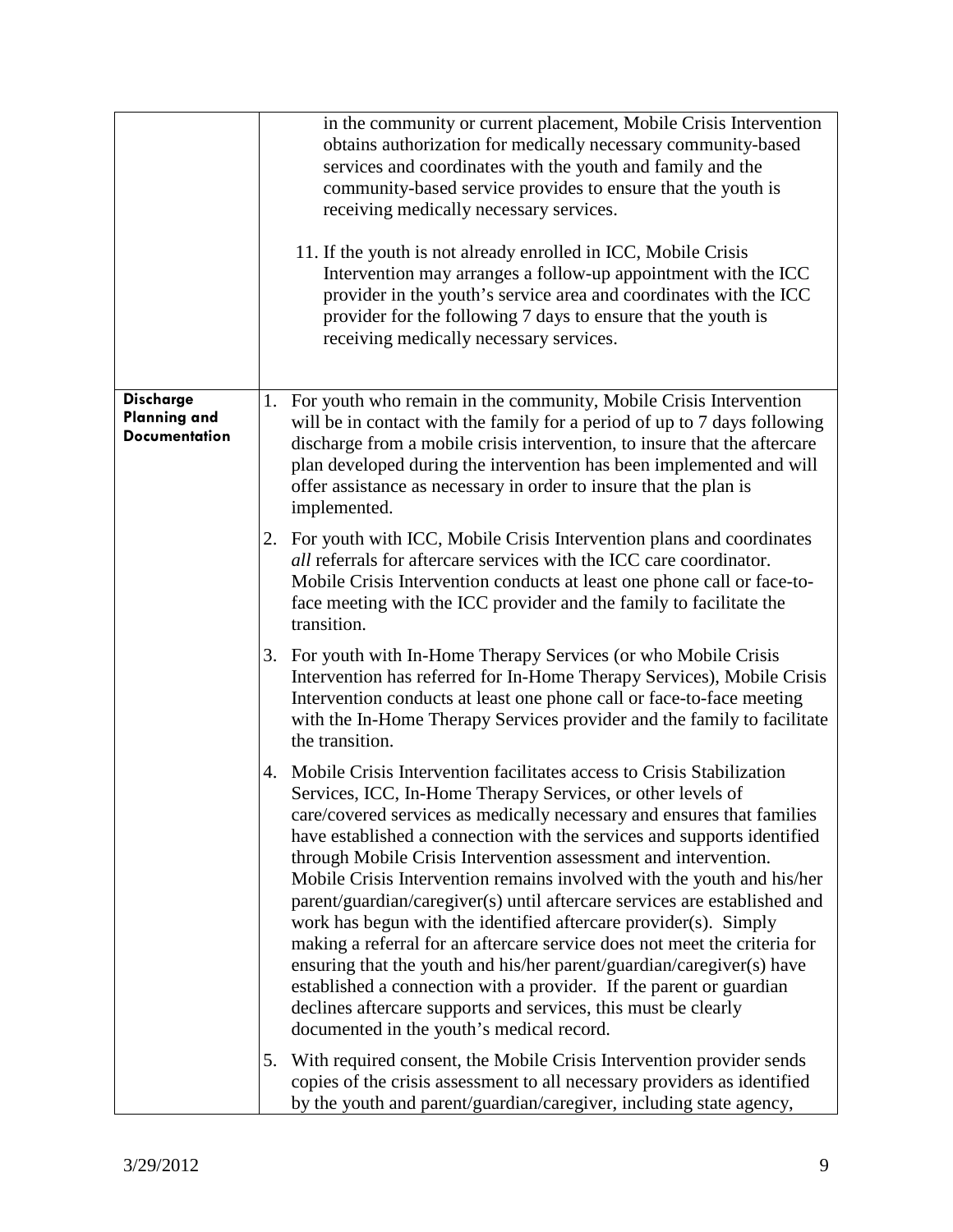| | |
|---|---|
| | in the community or current placement, Mobile Crisis Intervention obtains authorization for medically necessary community-based services and coordinates with the youth and family and the community-based service provides to ensure that the youth is receiving medically necessary services.<br><br>11. If the youth is not already enrolled in ICC, Mobile Crisis Intervention may arranges a follow-up appointment with the ICC provider in the youth's service area and coordinates with the ICC provider for the following 7 days to ensure that the youth is receiving medically necessary services. |
| **Discharge Planning and Documentation** | 1. For youth who remain in the community, Mobile Crisis Intervention will be in contact with the family for a period of up to 7 days following discharge from a mobile crisis intervention, to insure that the aftercare plan developed during the intervention has been implemented and will offer assistance as necessary in order to insure that the plan is implemented.<br><br>2. For youth with ICC, Mobile Crisis Intervention plans and coordinates *all* referrals for aftercare services with the ICC care coordinator. Mobile Crisis Intervention conducts at least one phone call or face-to-face meeting with the ICC provider and the family to facilitate the transition.<br><br>3. For youth with In-Home Therapy Services (or who Mobile Crisis Intervention has referred for In-Home Therapy Services), Mobile Crisis Intervention conducts at least one phone call or face-to-face meeting with the In-Home Therapy Services provider and the family to facilitate the transition.<br><br>4. Mobile Crisis Intervention facilitates access to Crisis Stabilization Services, ICC, In-Home Therapy Services, or other levels of care/covered services as medically necessary and ensures that families have established a connection with the services and supports identified through Mobile Crisis Intervention assessment and intervention. Mobile Crisis Intervention remains involved with the youth and his/her parent/guardian/caregiver(s) until aftercare services are established and work has begun with the identified aftercare provider(s). Simply making a referral for an aftercare service does not meet the criteria for ensuring that the youth and his/her parent/guardian/caregiver(s) have established a connection with a provider. If the parent or guardian declines aftercare supports and services, this must be clearly documented in the youth's medical record.<br><br>5. With required consent, the Mobile Crisis Intervention provider sends copies of the crisis assessment to all necessary providers as identified by the youth and parent/guardian/caregiver, including state agency, |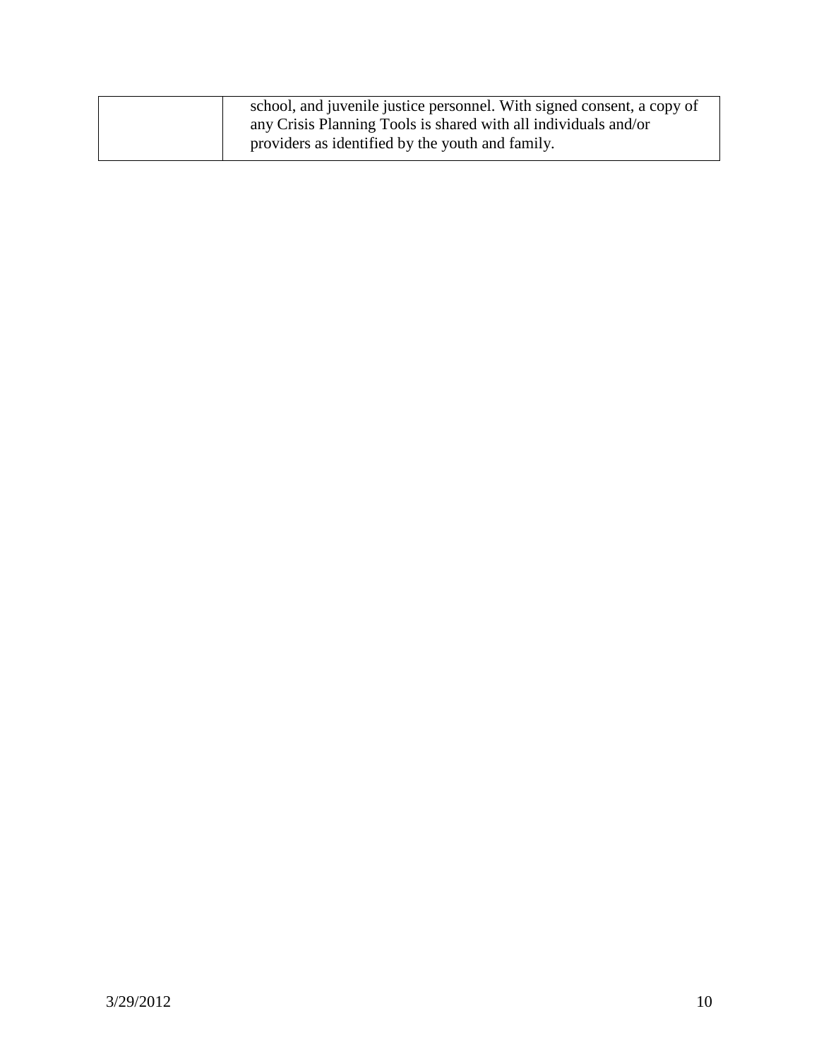| | |
|---|---|
| | school, and juvenile justice personnel. With signed consent, a copy of any Crisis Planning Tools is shared with all individuals and/or providers as identified by the youth and family. |